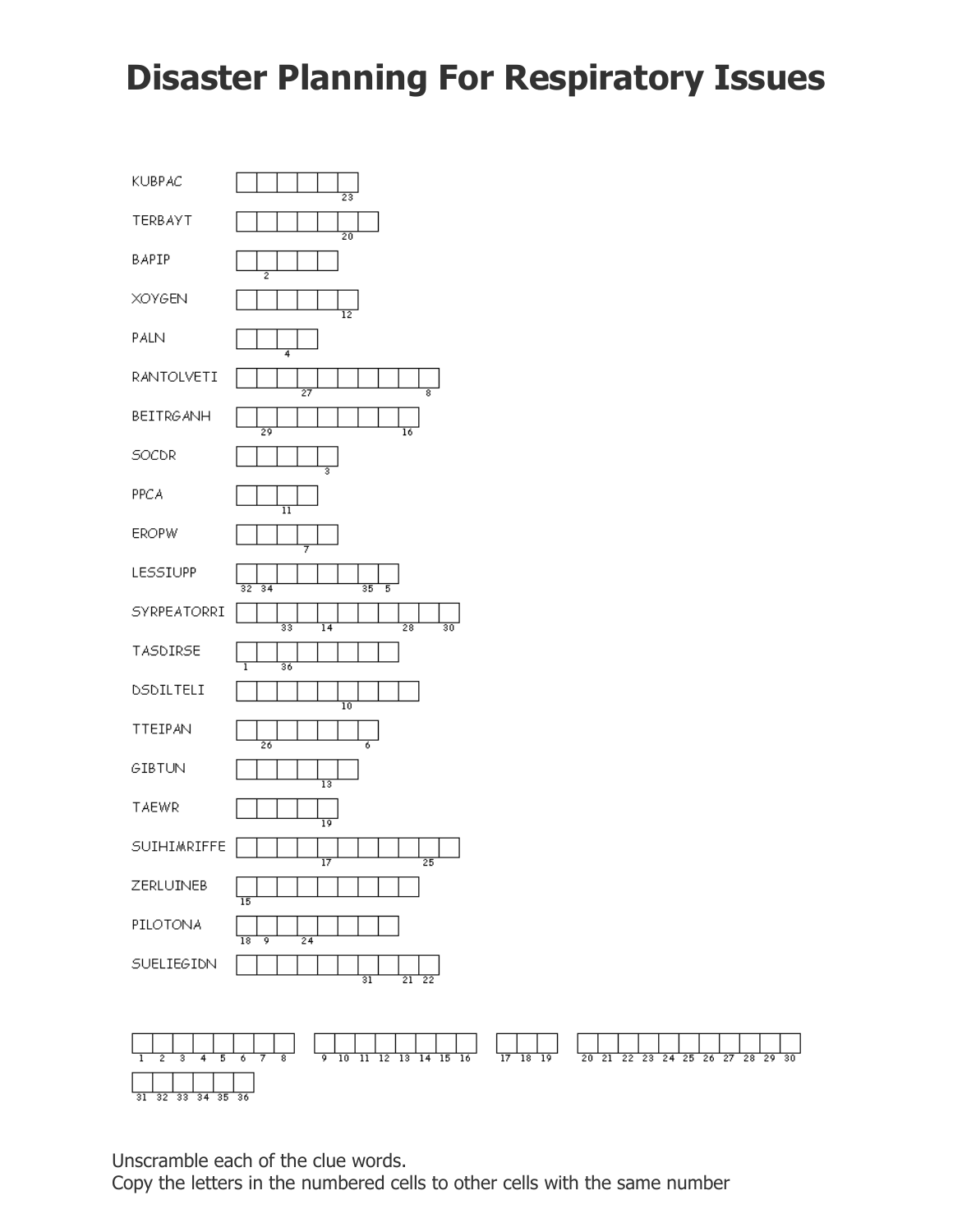# Disaster Planning For Respiratory Issues

| Scrambled Word | Boxes | Numbered cells |
| --- | --- | --- |
| KUBPAC | 6 | box 6: 23 |
| TERBAYT | 7 | box 6: 20 |
| BAPIP | 5 | box 2: 2 |
| XOYGEN | 6 | box 6: 12 |
| PALN | 4 | box 3: 4 |
| RANTOLVETI | 10 | box 4: 27; box 10: 8 |
| BEITRGANH | 9 | box 2: 29; box 9: 16 |
| SOCDR | 5 | box 5: 3 |
| PPCA | 4 | box 3: 11 |
| EROPW | 5 | box 4: 7 |
| LESSIUPP | 8 | box 1: 32; box 2: 34; box 7: 35; box 8: 5 |
| SYRPEATORRI | 11 | box 3: 33; box 5: 14; box 9: 28; box 11: 30 |
| TASDIRSE | 8 | box 1: 1; box 3: 36 |
| DSDILTELI | 9 | box 6: 10 |
| TTEIPAN | 7 | box 2: 26; box 7: 6 |
| GIBTUN | 6 | box 5: 13 |
| TAEWR | 5 | box 5: 19 |
| SUIHIMRIFFE | 11 | box 5: 17; box 10: 25 |
| ZERLUINEB | 9 | box 1: 15 |
| PILOTONA | 8 | box 1: 18; box 2: 9; box 4: 24 |
| SUELIEGIDN | 10 | box 7: 31; box 9: 21; box 10: 22 |

Final answer cells:

Word 1: 1 2 3 4 5 6 7 8

Word 2: 9 10 11 12 13 14 15 16

Word 3: 17 18 19

Word 4: 20 21 22 23 24 25 26 27 28 29 30

Word 5: 31 32 33 34 35 36

Unscramble each of the clue words.
Copy the letters in the numbered cells to other cells with the same number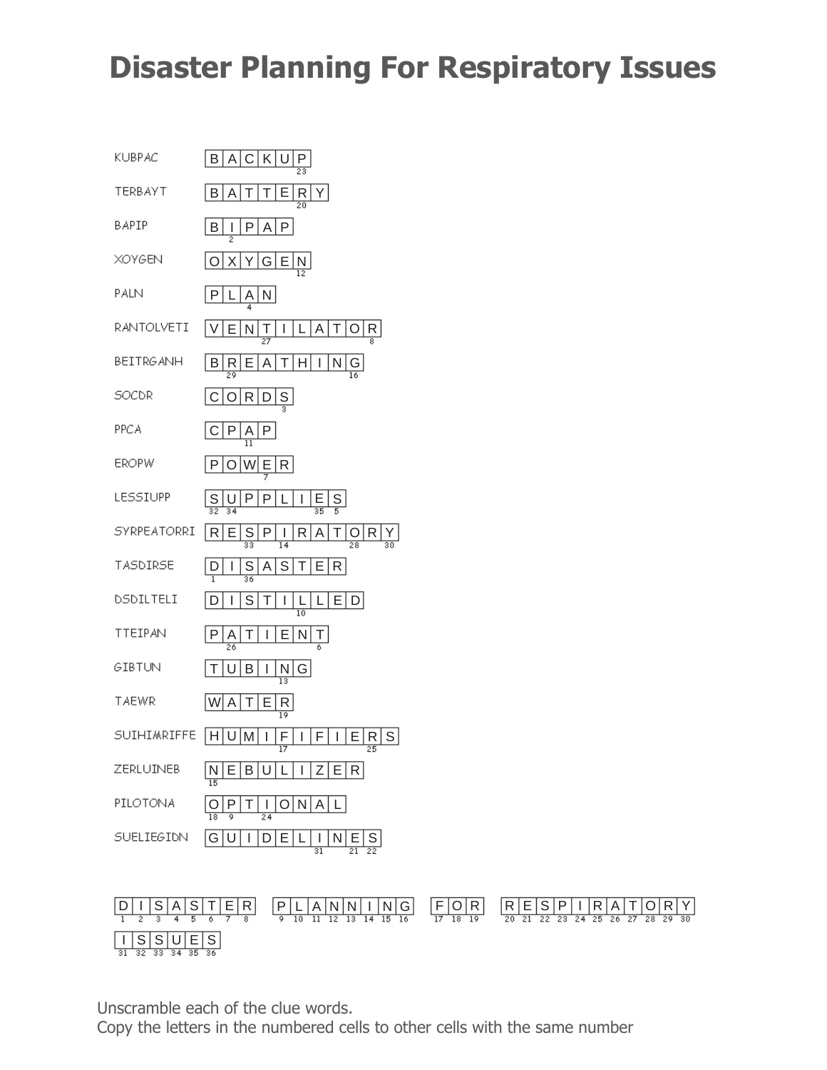# Disaster Planning For Respiratory Issues

| Scrambled | Answer | Numbered cells |
|---|---|---|
| KUBPAC | BACKUP | P = 23 |
| TERBAYT | BATTERY | R = 20 |
| BAPIP | BIPAP | I = 2 |
| XOYGEN | OXYGEN | N = 12 |
| PALN | PLAN | A = 4 |
| RANTOLVETI | VENTILATOR | T = 27, R = 8 |
| BEITRGANH | BREATHING | R = 29, G = 16 |
| SOCDR | CORDS | S = 3 |
| PPCA | CPAP | P = 11 |
| EROPW | POWER | E = 7 |
| LESSIUPP | SUPPLIES | S = 32, U = 34, E = 35, S = 5 |
| SYRPEATORRI | RESPIRATORY | S = 33, I = 14, O = 28, Y = 30 |
| TASDIRSE | DISASTER | D = 1, S = 36 |
| DSDILTELI | DISTILLED | L = 10 |
| TTEIPAN | PATIENT | A = 26, T = 6 |
| GIBTUN | TUBING | N = 13 |
| TAEWR | WATER | R = 19 |
| SUIHIMRIFFE | HUMIFIFIERS | F = 17, R = 25 |
| ZERLUINEB | NEBULIZER | N = 15 |
| PILOTONA | OPTIONAL | O = 18, P = 9, I = 24 |
| SUELIEGIDN | GUIDELINES | I = 31, E = 21, S = 22 |

DISASTER PLANNING FOR RESPIRATORY ISSUES

| D | I | S | A | S | T | E | R | P | L | A | N | N | I | N | G | F | O | R |
|---|---|---|---|---|---|---|---|---|---|---|---|---|---|---|---|---|---|---|
| 1 | 2 | 3 | 4 | 5 | 6 | 7 | 8 | 9 | 10 | 11 | 12 | 13 | 14 | 15 | 16 | 17 | 18 | 19 |

| R | E | S | P | I | R | A | T | O | R | Y | I | S | S | U | E | S |
|---|---|---|---|---|---|---|---|---|---|---|---|---|---|---|---|---|
| 20 | 21 | 22 | 23 | 24 | 25 | 26 | 27 | 28 | 29 | 30 | 31 | 32 | 33 | 34 | 35 | 36 |

Unscramble each of the clue words.
Copy the letters in the numbered cells to other cells with the same number